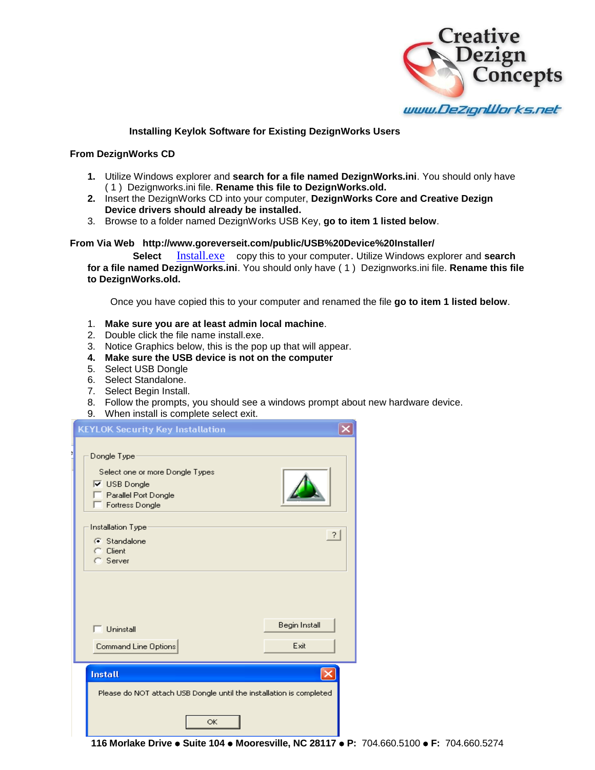Creative Dezign Concepts

www.DezignWorks.net

## Installing Keylok Software for Existing DezignWorks Users

### From DezignWorks CD

1. Utilize Windows explorer and **search for a file named DezignWorks.ini**. You should only have ( 1 ) Dezignworks.ini file. **Rename this file to DezignWorks.old.**
2. Insert the DezignWorks CD into your computer, **DezignWorks Core and Creative Dezign Device drivers should already be installed.**
3. Browse to a folder named DezignWorks USB Key, **go to item 1 listed below**.

### From Via Web http://www.goreverseit.com/public/USB%20Device%20Installer/

**Select** Install.exe copy this to your computer. Utilize Windows explorer and **search for a file named DezignWorks.ini**. You should only have ( 1 ) Dezignworks.ini file. **Rename this file to DezignWorks.old.**

Once you have copied this to your computer and renamed the file **go to item 1 listed below**.

1. **Make sure you are at least admin local machine**.
2. Double click the file name install.exe.
3. Notice Graphics below, this is the pop up that will appear.
4. **Make sure the USB device is not on the computer**
5. Select USB Dongle
6. Select Standalone.
7. Select Begin Install.
8. Follow the prompts, you should see a windows prompt about new hardware device.
9. When install is complete select exit.

KEYLOK Security Key Installation

Dongle Type

Select one or more Dongle Types

- [x] USB Dongle
- [ ] Parallel Port Dongle
- [ ] Fortress Dongle

Installation Type

- (•) Standalone
- ( ) Client
- ( ) Server

- [ ] Uninstall

Begin Install | Command Line Options | Exit

Install

Please do NOT attach USB Dongle until the installation is completed

OK

**116 Morlake Drive ● Suite 104 ● Mooresville, NC 28117 ● P:** 704.660.5100 **● F:** 704.660.5274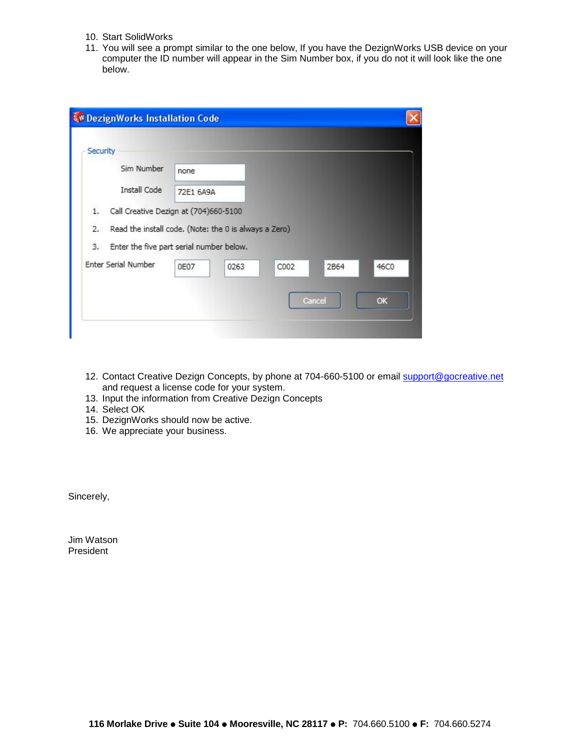10. Start SolidWorks
11. You will see a prompt similar to the one below, If you have the DezignWorks USB device on your computer the ID number will appear in the Sim Number box, if you do not it will look like the one below.

DezignWorks Installation Code

Security

Sim Number: none

Install Code: 72E1 6A9A

1. Call Creative Dezign at (704)660-5100
2. Read the install code. (Note: the 0 is always a Zero)
3. Enter the five part serial number below.

Enter Serial Number: 0E07 0263 C002 2B64 46C0

Cancel OK

12. Contact Creative Dezign Concepts, by phone at 704-660-5100 or email support@gocreative.net and request a license code for your system.
13. Input the information from Creative Dezign Concepts
14. Select OK
15. DezignWorks should now be active.
16. We appreciate your business.

Sincerely,

Jim Watson
President